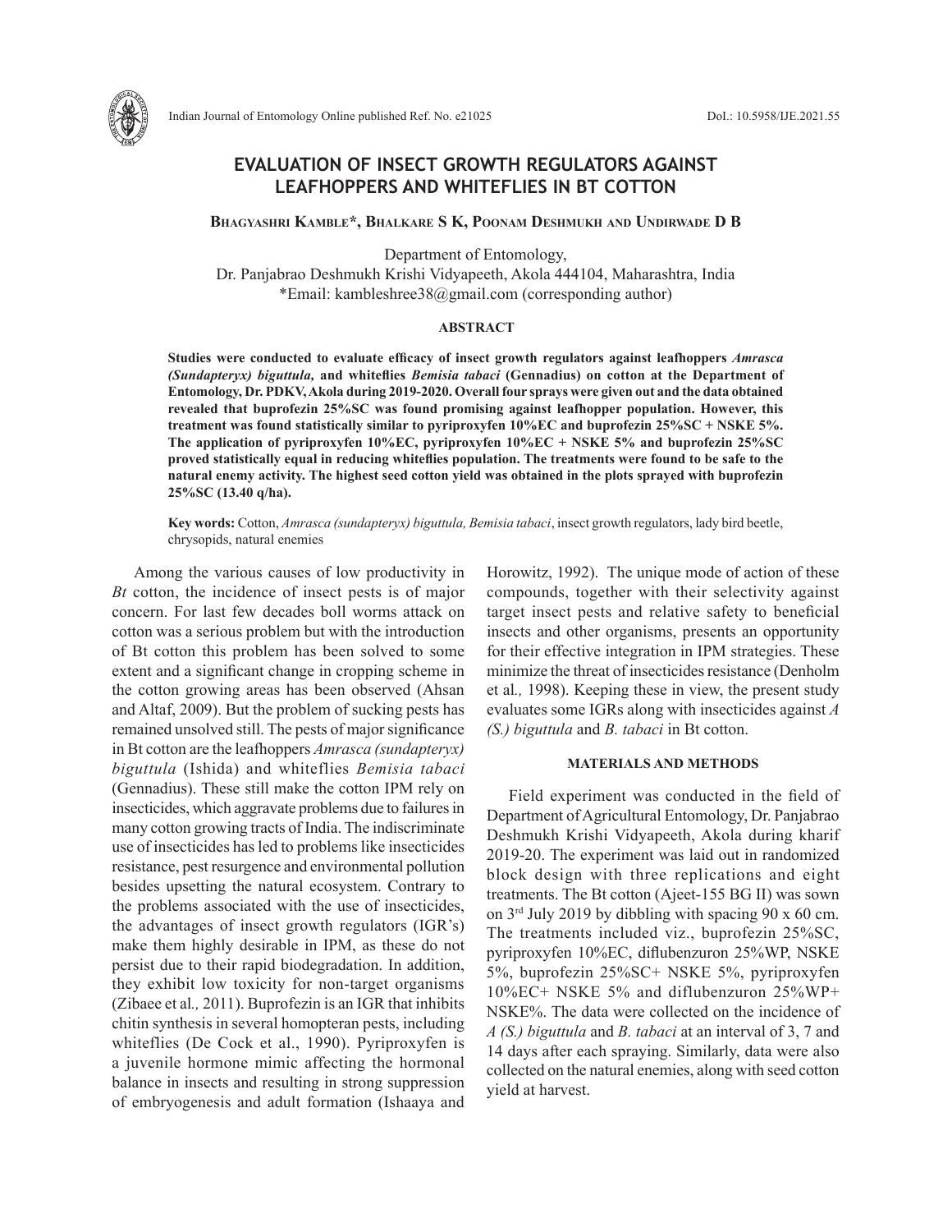# EVALUATION OF INSECT GROWTH REGULATORS AGAINST LEAFHOPPERS AND WHITEFLIES IN BT COTTON

**Bhagyashri Kamble*, Bhalkare S K, Poonam Deshmukh and Undirwade D B**

Department of Entomology,
Dr. Panjabrao Deshmukh Krishi Vidyapeeth, Akola 444104, Maharashtra, India
*Email: kambleshree38@gmail.com (corresponding author)

## ABSTRACT

**Studies were conducted to evaluate efficacy of insect growth regulators against leafhoppers *Amrasca (Sundapteryx) biguttula,* and whiteflies *Bemisia tabaci* (Gennadius) on cotton at the Department of Entomology, Dr. PDKV, Akola during 2019-2020. Overall four sprays were given out and the data obtained revealed that buprofezin 25%SC was found promising against leafhopper population. However, this treatment was found statistically similar to pyriproxyfen 10%EC and buprofezin 25%SC + NSKE 5%. The application of pyriproxyfen 10%EC, pyriproxyfen 10%EC + NSKE 5% and buprofezin 25%SC proved statistically equal in reducing whiteflies population. The treatments were found to be safe to the natural enemy activity. The highest seed cotton yield was obtained in the plots sprayed with buprofezin 25%SC (13.40 q/ha).**

**Key words:** Cotton, *Amrasca (sundapteryx) biguttula, Bemisia tabaci*, insect growth regulators, lady bird beetle, chrysopids, natural enemies

Among the various causes of low productivity in *Bt* cotton, the incidence of insect pests is of major concern. For last few decades boll worms attack on cotton was a serious problem but with the introduction of Bt cotton this problem has been solved to some extent and a significant change in cropping scheme in the cotton growing areas has been observed (Ahsan and Altaf, 2009). But the problem of sucking pests has remained unsolved still. The pests of major significance in Bt cotton are the leafhoppers *Amrasca (sundapteryx) biguttula* (Ishida) and whiteflies *Bemisia tabaci* (Gennadius). These still make the cotton IPM rely on insecticides, which aggravate problems due to failures in many cotton growing tracts of India. The indiscriminate use of insecticides has led to problems like insecticides resistance, pest resurgence and environmental pollution besides upsetting the natural ecosystem. Contrary to the problems associated with the use of insecticides, the advantages of insect growth regulators (IGR's) make them highly desirable in IPM, as these do not persist due to their rapid biodegradation. In addition, they exhibit low toxicity for non-target organisms (Zibaee et al*.,* 2011). Buprofezin is an IGR that inhibits chitin synthesis in several homopteran pests, including whiteflies (De Cock et al., 1990). Pyriproxyfen is a juvenile hormone mimic affecting the hormonal balance in insects and resulting in strong suppression of embryogenesis and adult formation (Ishaaya and Horowitz, 1992). The unique mode of action of these compounds, together with their selectivity against target insect pests and relative safety to beneficial insects and other organisms, presents an opportunity for their effective integration in IPM strategies. These minimize the threat of insecticides resistance (Denholm et al*.,* 1998). Keeping these in view, the present study evaluates some IGRs along with insecticides against *A (S.) biguttula* and *B. tabaci* in Bt cotton.

## MATERIALS AND METHODS

Field experiment was conducted in the field of Department of Agricultural Entomology, Dr. Panjabrao Deshmukh Krishi Vidyapeeth, Akola during kharif 2019-20. The experiment was laid out in randomized block design with three replications and eight treatments. The Bt cotton (Ajeet-155 BG II) was sown on 3rd July 2019 by dibbling with spacing 90 x 60 cm. The treatments included viz., buprofezin 25%SC, pyriproxyfen 10%EC, diflubenzuron 25%WP, NSKE 5%, buprofezin 25%SC+ NSKE 5%, pyriproxyfen 10%EC+ NSKE 5% and diflubenzuron 25%WP+ NSKE%. The data were collected on the incidence of *A (S.) biguttula* and *B. tabaci* at an interval of 3, 7 and 14 days after each spraying. Similarly, data were also collected on the natural enemies, along with seed cotton yield at harvest.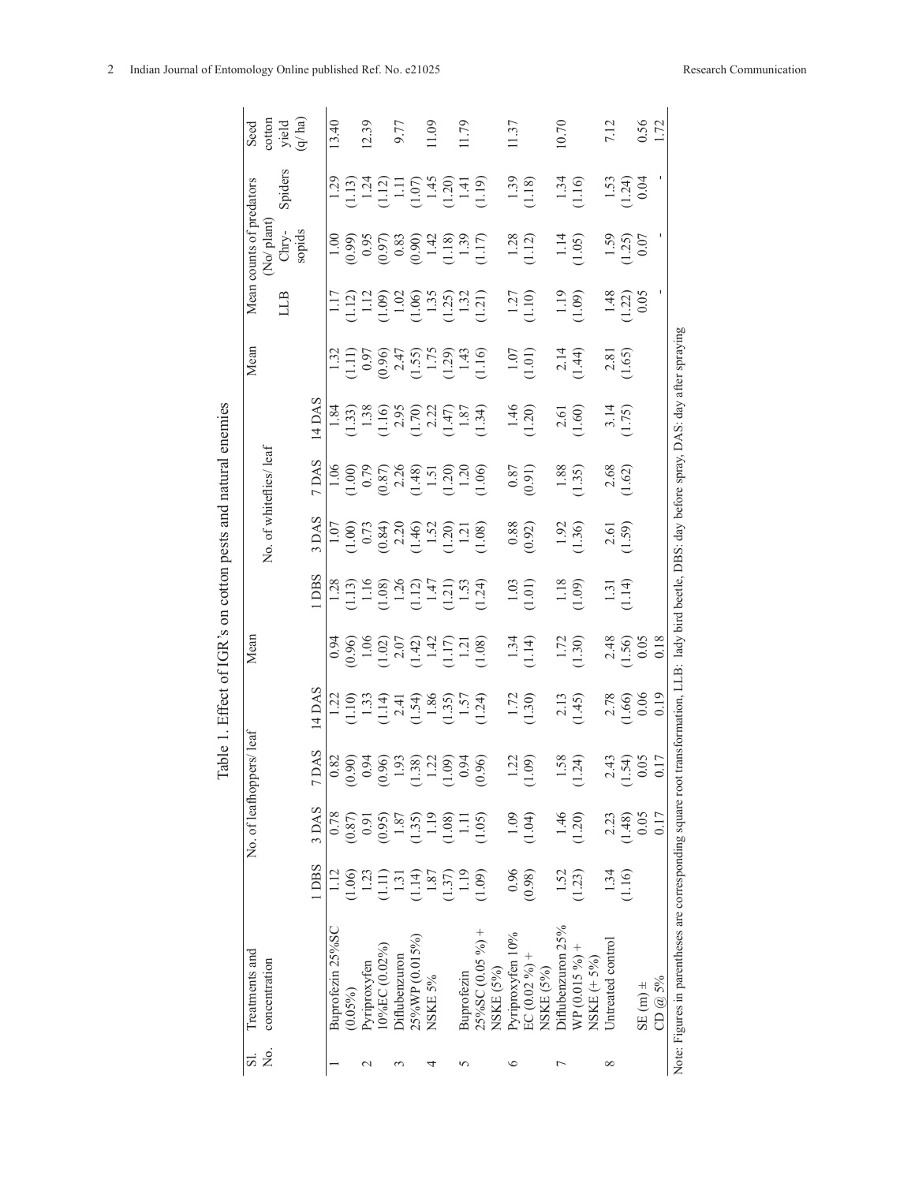Table 1. Effect of IGR's on cotton pests and natural enemies

| Sl. No. | Treatments and concentration | No. of leafhoppers/ leaf | | | | Mean | No. of whiteflies/ leaf | | | | Mean | Mean counts of predators (No/ plant) | | | Seed cotton yield (q/ ha) |
|---|---|---|---|---|---|---|---|---|---|---|---|---|---|---|---|
| | | 1 DBS | 3 DAS | 7 DAS | 14 DAS | | 1 DBS | 3 DAS | 7 DAS | 14 DAS | | LLB | Chry-sopids | Spiders | |
| 1 | Buprofezin 25%SC (0.05%) | 1.12 (1.06) | 0.78 (0.87) | 0.82 (0.90) | 1.22 (1.10) | 0.94 (0.96) | 1.28 (1.13) | 1.07 (1.00) | 1.06 (1.00) | 1.84 (1.33) | 1.32 (1.11) | 1.17 (1.12) | 1.00 (0.99) | 1.29 (1.13) | 13.40 |
| 2 | Pyriproxyfen 10%EC (0.02%) | 1.23 (1.11) | 0.91 (0.95) | 0.94 (0.96) | 1.33 (1.14) | 1.06 (1.02) | 1.16 (1.08) | 0.73 (0.84) | 0.79 (0.87) | 1.38 (1.16) | 0.97 (0.96) | 1.12 (1.09) | 0.95 (0.97) | 1.24 (1.12) | 12.39 |
| 3 | Diflubenzuron 25%WP (0.015%) | 1.31 (1.14) | 1.87 (1.35) | 1.93 (1.38) | 2.41 (1.54) | 2.07 (1.42) | 1.26 (1.12) | 2.20 (1.46) | 2.26 (1.48) | 2.95 (1.70) | 2.47 (1.55) | 1.02 (1.06) | 0.83 (0.90) | 1.11 (1.07) | 9.77 |
| 4 | NSKE 5% | 1.87 (1.37) | 1.19 (1.08) | 1.22 (1.09) | 1.86 (1.35) | 1.42 (1.17) | 1.47 (1.21) | 1.52 (1.20) | 1.51 (1.20) | 2.22 (1.47) | 1.75 (1.29) | 1.35 (1.25) | 1.42 (1.18) | 1.45 (1.20) | 11.09 |
| 5 | Buprofezin 25%SC (0.05 %) + NSKE (5%) | 1.19 (1.09) | 1.11 (1.05) | 0.94 (0.96) | 1.57 (1.24) | 1.21 (1.08) | 1.53 (1.24) | 1.21 (1.08) | 1.20 (1.06) | 1.87 (1.34) | 1.43 (1.16) | 1.32 (1.21) | 1.39 (1.17) | 1.41 (1.19) | 11.79 |
| 6 | Pyriproxyfen 10% EC (0.02 %) + NSKE (5%) | 0.96 (0.98) | 1.09 (1.04) | 1.22 (1.09) | 1.72 (1.30) | 1.34 (1.14) | 1.03 (1.01) | 0.88 (0.92) | 0.87 (0.91) | 1.46 (1.20) | 1.07 (1.01) | 1.27 (1.10) | 1.28 (1.12) | 1.39 (1.18) | 11.37 |
| 7 | Diflubenzuron 25% WP (0.015 %) + NSKE (+ 5%) | 1.52 (1.23) | 1.46 (1.20) | 1.58 (1.24) | 2.13 (1.45) | 1.72 (1.30) | 1.18 (1.09) | 1.92 (1.36) | 1.88 (1.35) | 2.61 (1.60) | 2.14 (1.44) | 1.19 (1.09) | 1.14 (1.05) | 1.34 (1.16) | 10.70 |
| 8 | Untreated control | 1.34 (1.16) | 2.23 (1.48) | 2.43 (1.54) | 2.78 (1.66) | 2.48 (1.56) | 1.31 (1.14) | 2.61 (1.59) | 2.68 (1.62) | 3.14 (1.75) | 2.81 (1.65) | 1.48 (1.22) | 1.59 (1.25) | 1.53 (1.24) | 7.12 |
| | SE (m) ± | | 0.05 | 0.05 | 0.06 | 0.05 | | | | | | 0.05 | 0.07 | 0.04 | 0.56 |
| | CD @ 5% | | 0.17 | 0.17 | 0.19 | 0.18 | | | | | | - | - | - | 1.72 |

Note: Figures in parentheses are corresponding square root transformation, LLB: lady bird beetle, DBS: day before spray, DAS: day after spraying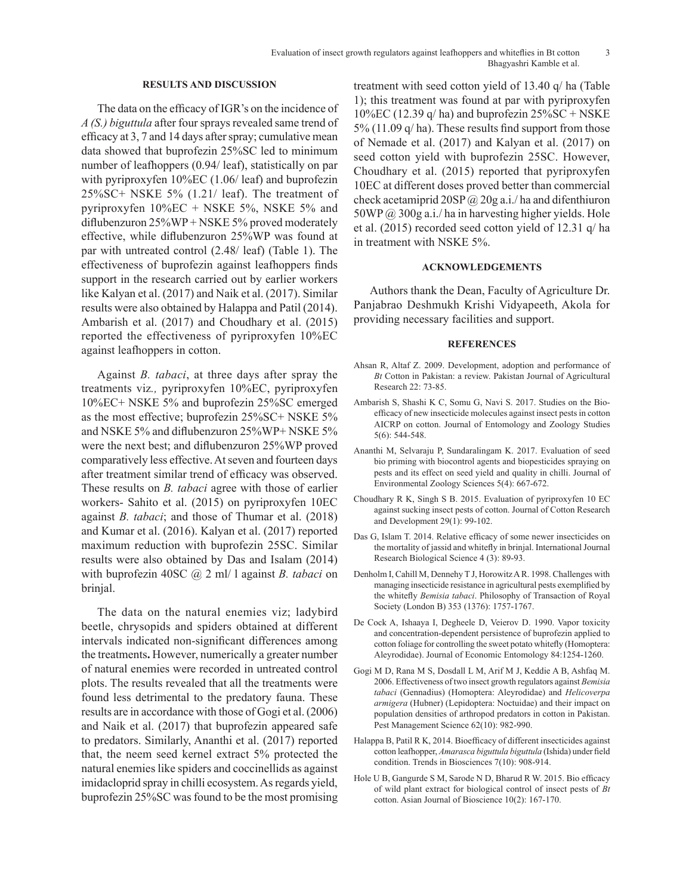## RESULTS AND DISCUSSION

The data on the efficacy of IGR's on the incidence of *A (S.) biguttula* after four sprays revealed same trend of efficacy at 3, 7 and 14 days after spray; cumulative mean data showed that buprofezin 25%SC led to minimum number of leafhoppers (0.94/ leaf), statistically on par with pyriproxyfen 10%EC (1.06/ leaf) and buprofezin 25%SC+ NSKE 5% (1.21/ leaf). The treatment of pyriproxyfen 10%EC + NSKE 5%, NSKE 5% and diflubenzuron 25%WP + NSKE 5% proved moderately effective, while diflubenzuron 25%WP was found at par with untreated control (2.48/ leaf) (Table 1). The effectiveness of buprofezin against leafhoppers finds support in the research carried out by earlier workers like Kalyan et al. (2017) and Naik et al. (2017). Similar results were also obtained by Halappa and Patil (2014). Ambarish et al. (2017) and Choudhary et al. (2015) reported the effectiveness of pyriproxyfen 10%EC against leafhoppers in cotton.

Against *B. tabaci*, at three days after spray the treatments viz*.,* pyriproxyfen 10%EC, pyriproxyfen 10%EC+ NSKE 5% and buprofezin 25%SC emerged as the most effective; buprofezin 25%SC+ NSKE 5% and NSKE 5% and diflubenzuron 25%WP+ NSKE 5% were the next best; and diflubenzuron 25%WP proved comparatively less effective. At seven and fourteen days after treatment similar trend of efficacy was observed. These results on *B. tabaci* agree with those of earlier workers- Sahito et al. (2015) on pyriproxyfen 10EC against *B. tabaci*; and those of Thumar et al. (2018) and Kumar et al. (2016). Kalyan et al. (2017) reported maximum reduction with buprofezin 25SC. Similar results were also obtained by Das and Isalam (2014) with buprofezin 40SC @ 2 ml/ l against *B. tabaci* on brinjal.

The data on the natural enemies viz; ladybird beetle, chrysopids and spiders obtained at different intervals indicated non-significant differences among the treatments**.** However, numerically a greater number of natural enemies were recorded in untreated control plots. The results revealed that all the treatments were found less detrimental to the predatory fauna. These results are in accordance with those of Gogi et al. (2006) and Naik et al. (2017) that buprofezin appeared safe to predators. Similarly, Ananthi et al. (2017) reported that, the neem seed kernel extract 5% protected the natural enemies like spiders and coccinellids as against imidacloprid spray in chilli ecosystem. As regards yield, buprofezin 25%SC was found to be the most promising treatment with seed cotton yield of 13.40 q/ ha (Table 1); this treatment was found at par with pyriproxyfen 10%EC (12.39 q/ ha) and buprofezin 25%SC + NSKE 5% (11.09 q/ ha). These results find support from those of Nemade et al. (2017) and Kalyan et al. (2017) on seed cotton yield with buprofezin 25SC. However, Choudhary et al. (2015) reported that pyriproxyfen 10EC at different doses proved better than commercial check acetamiprid 20SP @ 20g a.i./ ha and difenthiuron 50WP @ 300g a.i./ ha in harvesting higher yields. Hole et al. (2015) recorded seed cotton yield of 12.31 q/ ha in treatment with NSKE 5%.

## ACKNOWLEDGEMENTS

Authors thank the Dean, Faculty of Agriculture Dr. Panjabrao Deshmukh Krishi Vidyapeeth, Akola for providing necessary facilities and support.

## REFERENCES

Ahsan R, Altaf Z. 2009. Development, adoption and performance of *Bt* Cotton in Pakistan: a review. Pakistan Journal of Agricultural Research 22: 73-85.

Ambarish S, Shashi K C, Somu G, Navi S. 2017. Studies on the Bio-efficacy of new insecticide molecules against insect pests in cotton AICRP on cotton. Journal of Entomology and Zoology Studies 5(6): 544-548.

Ananthi M, Selvaraju P, Sundaralingam K. 2017. Evaluation of seed bio priming with biocontrol agents and biopesticides spraying on pests and its effect on seed yield and quality in chilli. Journal of Environmental Zoology Sciences 5(4): 667-672.

Choudhary R K, Singh S B. 2015. Evaluation of pyriproxyfen 10 EC against sucking insect pests of cotton. Journal of Cotton Research and Development 29(1): 99-102.

Das G, Islam T. 2014. Relative efficacy of some newer insecticides on the mortality of jassid and whitefly in brinjal. International Journal Research Biological Science 4 (3): 89-93.

Denholm I, Cahill M, Dennehy T J, Horowitz A R. 1998. Challenges with managing insecticide resistance in agricultural pests exemplified by the whitefly *Bemisia tabaci*. Philosophy of Transaction of Royal Society (London B) 353 (1376): 1757-1767.

De Cock A, Ishaaya I, Degheele D, Veierov D. 1990. Vapor toxicity and concentration-dependent persistence of buprofezin applied to cotton foliage for controlling the sweet potato whitefly (Homoptera: Aleyrodidae). Journal of Economic Entomology 84:1254-1260.

Gogi M D, Rana M S, Dosdall L M, Arif M J, Keddie A B, Ashfaq M. 2006. Effectiveness of two insect growth regulators against *Bemisia tabaci* (Gennadius) (Homoptera: Aleyrodidae) and *Helicoverpa armigera* (Hubner) (Lepidoptera: Noctuidae) and their impact on population densities of arthropod predators in cotton in Pakistan. Pest Management Science 62(10): 982-990.

Halappa B, Patil R K, 2014. Bioefficacy of different insecticides against cotton leafhopper, *Amarasca biguttula biguttula* (Ishida) under field condition. Trends in Biosciences 7(10): 908-914.

Hole U B, Gangurde S M, Sarode N D, Bharud R W. 2015. Bio efficacy of wild plant extract for biological control of insect pests of *Bt* cotton. Asian Journal of Bioscience 10(2): 167-170.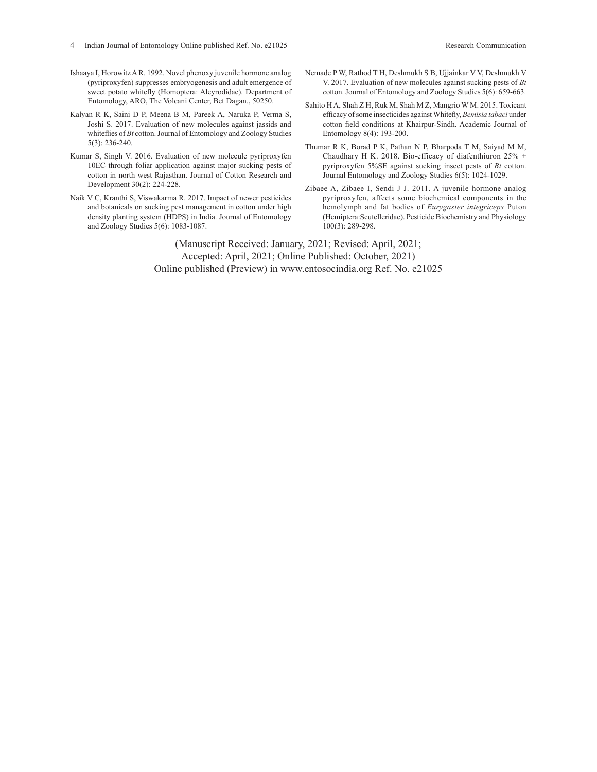Ishaaya I, Horowitz A R. 1992. Novel phenoxy juvenile hormone analog (pyriproxyfen) suppresses embryogenesis and adult emergence of sweet potato whitefly (Homoptera: Aleyrodidae). Department of Entomology, ARO, The Volcani Center, Bet Dagan., 50250.

Kalyan R K, Saini D P, Meena B M, Pareek A, Naruka P, Verma S, Joshi S. 2017. Evaluation of new molecules against jassids and whiteflies of *Bt* cotton. Journal of Entomology and Zoology Studies 5(3): 236-240.

Kumar S, Singh V. 2016. Evaluation of new molecule pyriproxyfen 10EC through foliar application against major sucking pests of cotton in north west Rajasthan. Journal of Cotton Research and Development 30(2): 224-228.

Naik V C, Kranthi S, Viswakarma R. 2017. Impact of newer pesticides and botanicals on sucking pest management in cotton under high density planting system (HDPS) in India. Journal of Entomology and Zoology Studies 5(6): 1083-1087.

Nemade P W, Rathod T H, Deshmukh S B, Ujjainkar V V, Deshmukh V V. 2017. Evaluation of new molecules against sucking pests of *Bt* cotton. Journal of Entomology and Zoology Studies 5(6): 659-663.

Sahito H A, Shah Z H, Ruk M, Shah M Z, Mangrio W M. 2015. Toxicant efficacy of some insecticides against Whitefly, *Bemisia tabaci* under cotton field conditions at Khairpur-Sindh. Academic Journal of Entomology 8(4): 193-200.

Thumar R K, Borad P K, Pathan N P, Bharpoda T M, Saiyad M M, Chaudhary H K. 2018. Bio-efficacy of diafenthiuron 25% + pyriproxyfen 5%SE against sucking insect pests of *Bt* cotton. Journal Entomology and Zoology Studies 6(5): 1024-1029.

Zibaee A, Zibaee I, Sendi J J. 2011. A juvenile hormone analog pyriproxyfen, affects some biochemical components in the hemolymph and fat bodies of *Eurygaster integriceps* Puton (Hemiptera:Scutelleridae). Pesticide Biochemistry and Physiology 100(3): 289-298.

(Manuscript Received: January, 2021; Revised: April, 2021;
Accepted: April, 2021; Online Published: October, 2021)
Online published (Preview) in www.entosocindia.org Ref. No. e21025